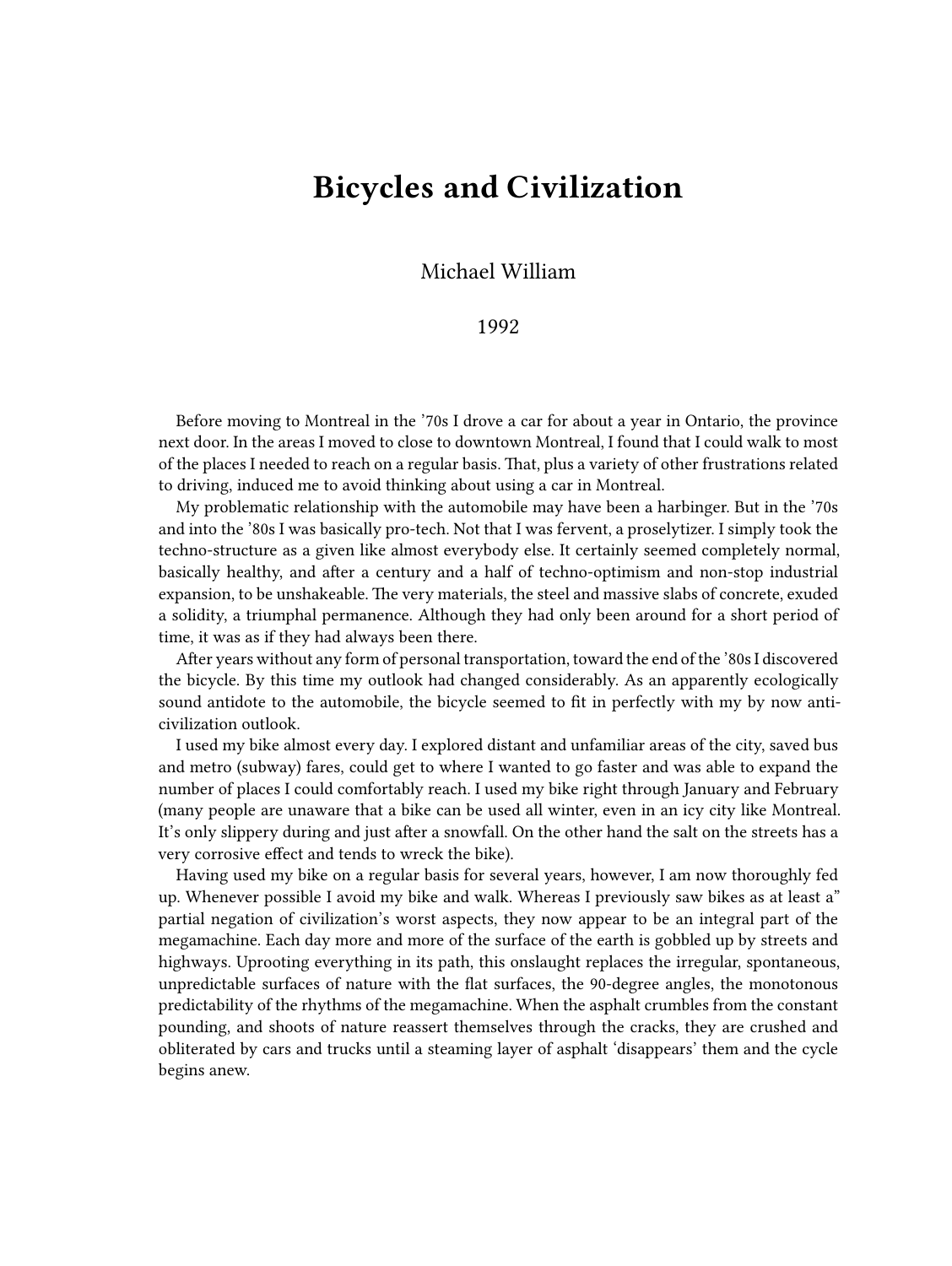# Bicycles and Civilization

Michael William

1992

Before moving to Montreal in the '70s I drove a car for about a year in Ontario, the province next door. In the areas I moved to close to downtown Montreal, I found that I could walk to most of the places I needed to reach on a regular basis. That, plus a variety of other frustrations related to driving, induced me to avoid thinking about using a car in Montreal.

My problematic relationship with the automobile may have been a harbinger. But in the '70s and into the '80s I was basically pro-tech. Not that I was fervent, a proselytizer. I simply took the techno-structure as a given like almost everybody else. It certainly seemed completely normal, basically healthy, and after a century and a half of techno-optimism and non-stop industrial expansion, to be unshakeable. The very materials, the steel and massive slabs of concrete, exuded a solidity, a triumphal permanence. Although they had only been around for a short period of time, it was as if they had always been there.

After years without any form of personal transportation, toward the end of the '80s I discovered the bicycle. By this time my outlook had changed considerably. As an apparently ecologically sound antidote to the automobile, the bicycle seemed to fit in perfectly with my by now anti-civilization outlook.

I used my bike almost every day. I explored distant and unfamiliar areas of the city, saved bus and metro (subway) fares, could get to where I wanted to go faster and was able to expand the number of places I could comfortably reach. I used my bike right through January and February (many people are unaware that a bike can be used all winter, even in an icy city like Montreal. It's only slippery during and just after a snowfall. On the other hand the salt on the streets has a very corrosive effect and tends to wreck the bike).

Having used my bike on a regular basis for several years, however, I am now thoroughly fed up. Whenever possible I avoid my bike and walk. Whereas I previously saw bikes as at least a" partial negation of civilization's worst aspects, they now appear to be an integral part of the megamachine. Each day more and more of the surface of the earth is gobbled up by streets and highways. Uprooting everything in its path, this onslaught replaces the irregular, spontaneous, unpredictable surfaces of nature with the flat surfaces, the 90-degree angles, the monotonous predictability of the rhythms of the megamachine. When the asphalt crumbles from the constant pounding, and shoots of nature reassert themselves through the cracks, they are crushed and obliterated by cars and trucks until a steaming layer of asphalt 'disappears' them and the cycle begins anew.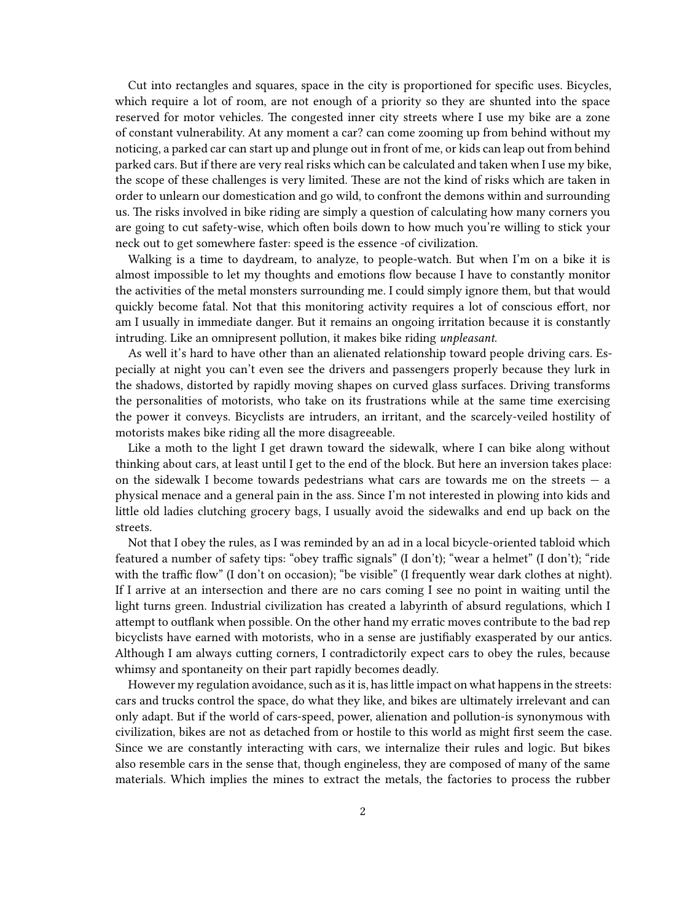Cut into rectangles and squares, space in the city is proportioned for specific uses. Bicycles, which require a lot of room, are not enough of a priority so they are shunted into the space reserved for motor vehicles. The congested inner city streets where I use my bike are a zone of constant vulnerability. At any moment a car? can come zooming up from behind without my noticing, a parked car can start up and plunge out in front of me, or kids can leap out from behind parked cars. But if there are very real risks which can be calculated and taken when I use my bike, the scope of these challenges is very limited. These are not the kind of risks which are taken in order to unlearn our domestication and go wild, to confront the demons within and surrounding us. The risks involved in bike riding are simply a question of calculating how many corners you are going to cut safety-wise, which often boils down to how much you're willing to stick your neck out to get somewhere faster: speed is the essence -of civilization.

Walking is a time to daydream, to analyze, to people-watch. But when I'm on a bike it is almost impossible to let my thoughts and emotions flow because I have to constantly monitor the activities of the metal monsters surrounding me. I could simply ignore them, but that would quickly become fatal. Not that this monitoring activity requires a lot of conscious effort, nor am I usually in immediate danger. But it remains an ongoing irritation because it is constantly intruding. Like an omnipresent pollution, it makes bike riding *unpleasant*.

As well it's hard to have other than an alienated relationship toward people driving cars. Especially at night you can't even see the drivers and passengers properly because they lurk in the shadows, distorted by rapidly moving shapes on curved glass surfaces. Driving transforms the personalities of motorists, who take on its frustrations while at the same time exercising the power it conveys. Bicyclists are intruders, an irritant, and the scarcely-veiled hostility of motorists makes bike riding all the more disagreeable.

Like a moth to the light I get drawn toward the sidewalk, where I can bike along without thinking about cars, at least until I get to the end of the block. But here an inversion takes place: on the sidewalk I become towards pedestrians what cars are towards me on the streets — a physical menace and a general pain in the ass. Since I'm not interested in plowing into kids and little old ladies clutching grocery bags, I usually avoid the sidewalks and end up back on the streets.

Not that I obey the rules, as I was reminded by an ad in a local bicycle-oriented tabloid which featured a number of safety tips: "obey traffic signals" (I don't); "wear a helmet" (I don't); "ride with the traffic flow" (I don't on occasion); "be visible" (I frequently wear dark clothes at night). If I arrive at an intersection and there are no cars coming I see no point in waiting until the light turns green. Industrial civilization has created a labyrinth of absurd regulations, which I attempt to outflank when possible. On the other hand my erratic moves contribute to the bad rep bicyclists have earned with motorists, who in a sense are justifiably exasperated by our antics. Although I am always cutting corners, I contradictorily expect cars to obey the rules, because whimsy and spontaneity on their part rapidly becomes deadly.

However my regulation avoidance, such as it is, has little impact on what happens in the streets: cars and trucks control the space, do what they like, and bikes are ultimately irrelevant and can only adapt. But if the world of cars-speed, power, alienation and pollution-is synonymous with civilization, bikes are not as detached from or hostile to this world as might first seem the case. Since we are constantly interacting with cars, we internalize their rules and logic. But bikes also resemble cars in the sense that, though engineless, they are composed of many of the same materials. Which implies the mines to extract the metals, the factories to process the rubber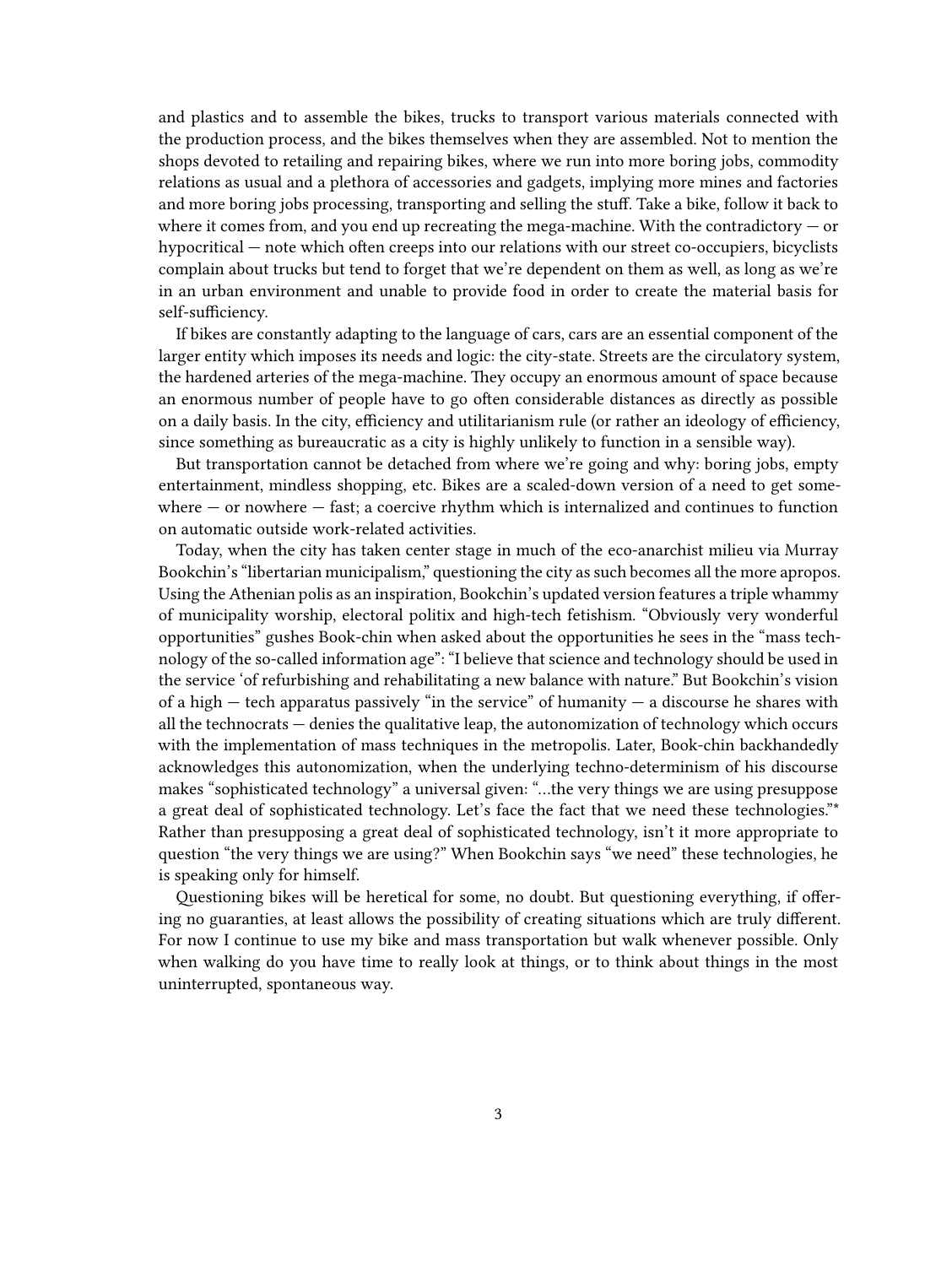and plastics and to assemble the bikes, trucks to transport various materials connected with the production process, and the bikes themselves when they are assembled. Not to mention the shops devoted to retailing and repairing bikes, where we run into more boring jobs, commodity relations as usual and a plethora of accessories and gadgets, implying more mines and factories and more boring jobs processing, transporting and selling the stuff. Take a bike, follow it back to where it comes from, and you end up recreating the mega-machine. With the contradictory — or hypocritical — note which often creeps into our relations with our street co-occupiers, bicyclists complain about trucks but tend to forget that we're dependent on them as well, as long as we're in an urban environment and unable to provide food in order to create the material basis for self-sufficiency.

If bikes are constantly adapting to the language of cars, cars are an essential component of the larger entity which imposes its needs and logic: the city-state. Streets are the circulatory system, the hardened arteries of the mega-machine. They occupy an enormous amount of space because an enormous number of people have to go often considerable distances as directly as possible on a daily basis. In the city, efficiency and utilitarianism rule (or rather an ideology of efficiency, since something as bureaucratic as a city is highly unlikely to function in a sensible way).

But transportation cannot be detached from where we're going and why: boring jobs, empty entertainment, mindless shopping, etc. Bikes are a scaled-down version of a need to get somewhere — or nowhere — fast; a coercive rhythm which is internalized and continues to function on automatic outside work-related activities.

Today, when the city has taken center stage in much of the eco-anarchist milieu via Murray Bookchin's "libertarian municipalism," questioning the city as such becomes all the more apropos. Using the Athenian polis as an inspiration, Bookchin's updated version features a triple whammy of municipality worship, electoral politix and high-tech fetishism. "Obviously very wonderful opportunities" gushes Book-chin when asked about the opportunities he sees in the "mass technology of the so-called information age": "I believe that science and technology should be used in the service 'of refurbishing and rehabilitating a new balance with nature." But Bookchin's vision of a high — tech apparatus passively "in the service" of humanity — a discourse he shares with all the technocrats — denies the qualitative leap, the autonomization of technology which occurs with the implementation of mass techniques in the metropolis. Later, Book-chin backhandedly acknowledges this autonomization, when the underlying techno-determinism of his discourse makes "sophisticated technology" a universal given: "…the very things we are using presuppose a great deal of sophisticated technology. Let's face the fact that we need these technologies."* Rather than presupposing a great deal of sophisticated technology, isn't it more appropriate to question "the very things we are using?" When Bookchin says "we need" these technologies, he is speaking only for himself.

Questioning bikes will be heretical for some, no doubt. But questioning everything, if offering no guaranties, at least allows the possibility of creating situations which are truly different. For now I continue to use my bike and mass transportation but walk whenever possible. Only when walking do you have time to really look at things, or to think about things in the most uninterrupted, spontaneous way.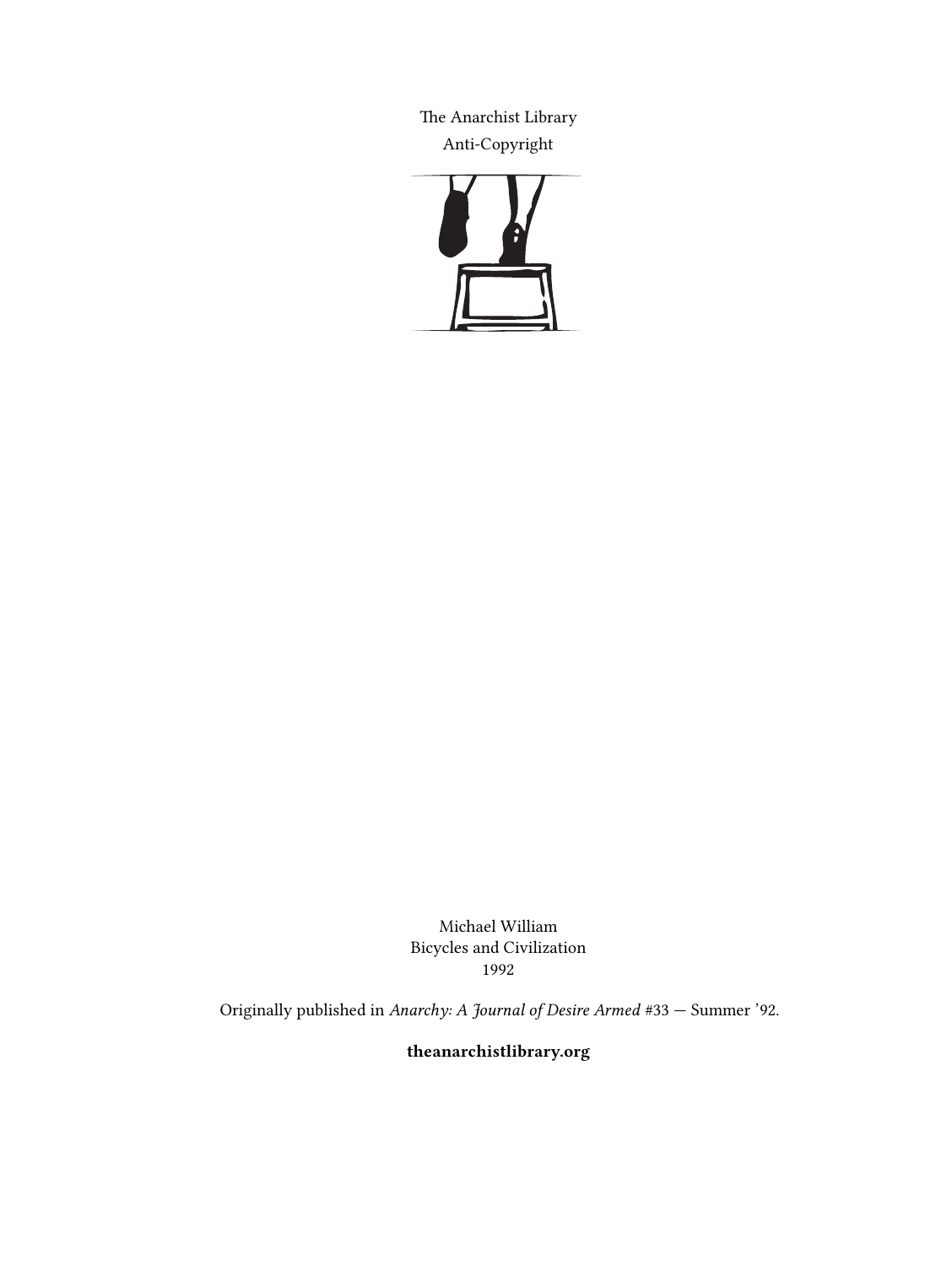The Anarchist Library
Anti-Copyright

Michael William
Bicycles and Civilization
1992

Originally published in *Anarchy: A Journal of Desire Armed* #33 — Summer '92.

**theanarchistlibrary.org**